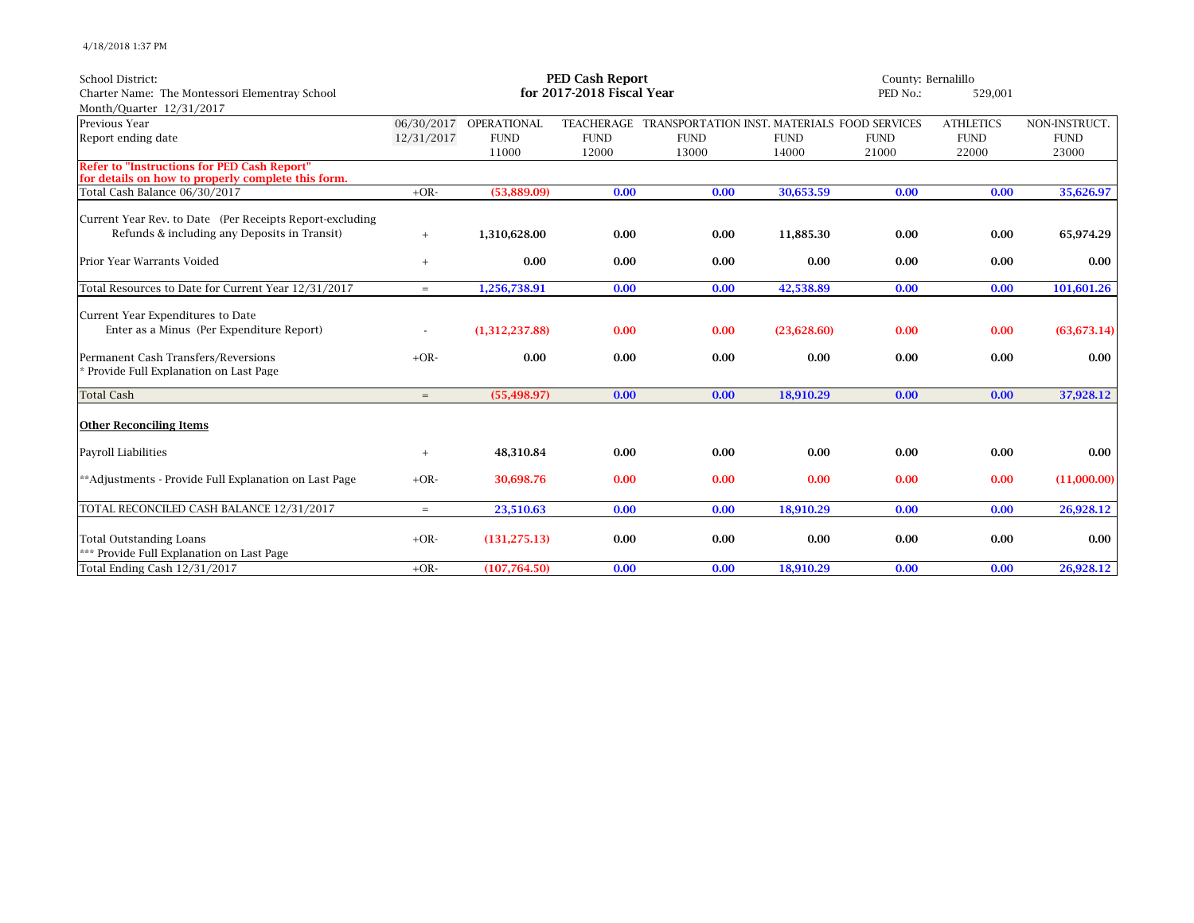4/18/2018 1:37 PM

School District:
Charter Name: The Montessori Elementray School
Month/Quarter 12/31/2017

**PED Cash Report**
**for 2017-2018 Fiscal Year**

County: Bernalillo
PED No.: 529,001

| Previous Year | 06/30/2017 | OPERATIONAL | TEACHERAGE | TRANSPORTATION | INST. MATERIALS | FOOD SERVICES | ATHLETICS | NON-INSTRUCT. |
|---|---|---|---|---|---|---|---|---|
| Report ending date | 12/31/2017 | FUND | FUND | FUND | FUND | FUND | FUND | FUND |
| | | 11000 | 12000 | 13000 | 14000 | 21000 | 22000 | 23000 |
| **Refer to "Instructions for PED Cash Report" for details on how to properly complete this form.** | | | | | | | | |
| Total Cash Balance 06/30/2017 | +OR- | **(53,889.09)** | **0.00** | **0.00** | **30,653.59** | **0.00** | **0.00** | **35,626.97** |
| Current Year Rev. to Date (Per Receipts Report-excluding Refunds & including any Deposits in Transit) | + | **1,310,628.00** | **0.00** | **0.00** | **11,885.30** | **0.00** | **0.00** | **65,974.29** |
| Prior Year Warrants Voided | + | **0.00** | **0.00** | **0.00** | **0.00** | **0.00** | **0.00** | **0.00** |
| Total Resources to Date for Current Year 12/31/2017 | = | **1,256,738.91** | **0.00** | **0.00** | **42,538.89** | **0.00** | **0.00** | **101,601.26** |
| Current Year Expenditures to Date Enter as a Minus (Per Expenditure Report) | - | **(1,312,237.88)** | **0.00** | **0.00** | **(23,628.60)** | **0.00** | **0.00** | **(63,673.14)** |
| Permanent Cash Transfers/Reversions * Provide Full Explanation on Last Page | +OR- | **0.00** | **0.00** | **0.00** | **0.00** | **0.00** | **0.00** | **0.00** |
| Total Cash | = | **(55,498.97)** | **0.00** | **0.00** | **18,910.29** | **0.00** | **0.00** | **37,928.12** |
| **Other Reconciling Items** | | | | | | | | |
| Payroll Liabilities | + | **48,310.84** | **0.00** | **0.00** | **0.00** | **0.00** | **0.00** | **0.00** |
| **Adjustments - Provide Full Explanation on Last Page | +OR- | **30,698.76** | **0.00** | **0.00** | **0.00** | **0.00** | **0.00** | **(11,000.00)** |
| TOTAL RECONCILED CASH BALANCE 12/31/2017 | = | **23,510.63** | **0.00** | **0.00** | **18,910.29** | **0.00** | **0.00** | **26,928.12** |
| Total Outstanding Loans *** Provide Full Explanation on Last Page | +OR- | **(131,275.13)** | **0.00** | **0.00** | **0.00** | **0.00** | **0.00** | **0.00** |
| Total Ending Cash 12/31/2017 | +OR- | **(107,764.50)** | **0.00** | **0.00** | **18,910.29** | **0.00** | **0.00** | **26,928.12** |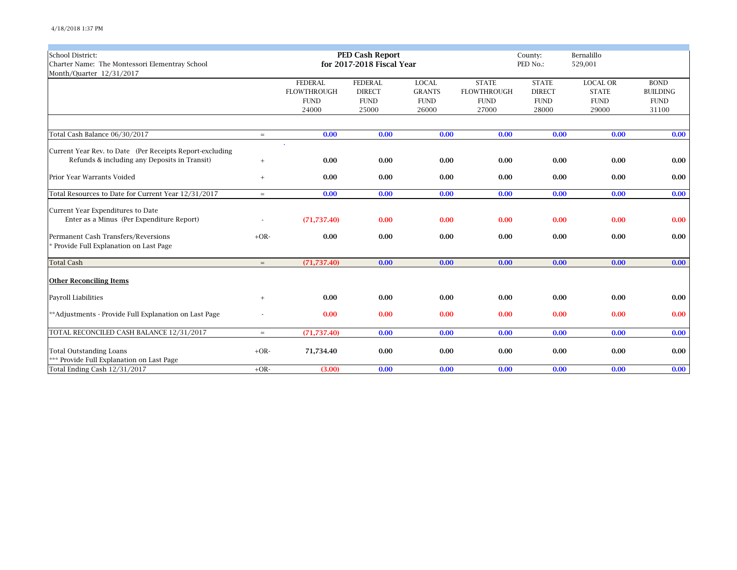| School District: | | PED Cash Report | | | | County: | Bernalillo | |
|---|---|---|---|---|---|---|---|---|
| Charter Name: The Montessori Elementray School | | for 2017-2018 Fiscal Year | | | | PED No.: | 529,001 | |
| Month/Quarter 12/31/2017 | | | | | | | | |

| | | FEDERAL FLOWTHROUGH FUND 24000 | FEDERAL DIRECT FUND 25000 | LOCAL GRANTS FUND 26000 | STATE FLOWTHROUGH FUND 27000 | STATE DIRECT FUND 28000 | LOCAL OR STATE FUND 29000 | BOND BUILDING FUND 31100 |
|---|---|---|---|---|---|---|---|---|
| Total Cash Balance 06/30/2017 | = | 0.00 | 0.00 | 0.00 | 0.00 | 0.00 | 0.00 | 0.00 |
| Current Year Rev. to Date (Per Receipts Report-excluding Refunds & including any Deposits in Transit) | + | 0.00 | 0.00 | 0.00 | 0.00 | 0.00 | 0.00 | 0.00 |
| Prior Year Warrants Voided | + | 0.00 | 0.00 | 0.00 | 0.00 | 0.00 | 0.00 | 0.00 |
| Total Resources to Date for Current Year 12/31/2017 | = | 0.00 | 0.00 | 0.00 | 0.00 | 0.00 | 0.00 | 0.00 |
| Current Year Expenditures to Date Enter as a Minus (Per Expenditure Report) | - | (71,737.40) | 0.00 | 0.00 | 0.00 | 0.00 | 0.00 | 0.00 |
| Permanent Cash Transfers/Reversions * Provide Full Explanation on Last Page | +OR- | 0.00 | 0.00 | 0.00 | 0.00 | 0.00 | 0.00 | 0.00 |
| Total Cash | = | (71,737.40) | 0.00 | 0.00 | 0.00 | 0.00 | 0.00 | 0.00 |
| **Other Reconciling Items** | | | | | | | | |
| Payroll Liabilities | + | 0.00 | 0.00 | 0.00 | 0.00 | 0.00 | 0.00 | 0.00 |
| **Adjustments - Provide Full Explanation on Last Page | - | 0.00 | 0.00 | 0.00 | 0.00 | 0.00 | 0.00 | 0.00 |
| TOTAL RECONCILED CASH BALANCE 12/31/2017 | = | (71,737.40) | 0.00 | 0.00 | 0.00 | 0.00 | 0.00 | 0.00 |
| Total Outstanding Loans *** Provide Full Explanation on Last Page | +OR- | 71,734.40 | 0.00 | 0.00 | 0.00 | 0.00 | 0.00 | 0.00 |
| Total Ending Cash 12/31/2017 | +OR- | (3.00) | 0.00 | 0.00 | 0.00 | 0.00 | 0.00 | 0.00 |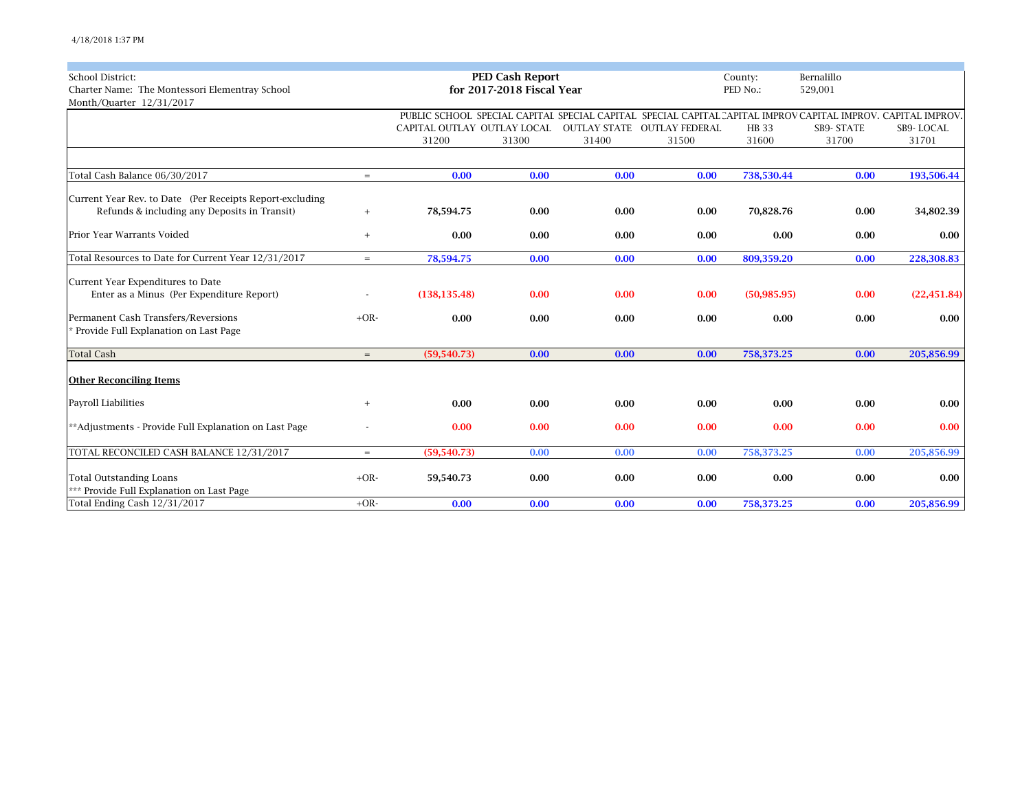4/18/2018 1:37 PM

| School District: | | **PED Cash Report** | | | | County: | Bernalillo | |
|---|---|---|---|---|---|---|---|---|
| Charter Name: The Montessori Elementray School | | **for 2017-2018 Fiscal Year** | | | | PED No.: | 529,001 | |
| Month/Quarter 12/31/2017 | | | | | | | | |

| | | PUBLIC SCHOOL CAPITAL OUTLAY 31200 | SPECIAL CAPITAL OUTLAY LOCAL 31300 | SPECIAL CAPITAL OUTLAY STATE 31400 | SPECIAL CAPITAL OUTLAY FEDERAL 31500 | CAPITAL IMPROV HB 33 31600 | CAPITAL IMPROV. SB9- STATE 31700 | CAPITAL IMPROV. SB9- LOCAL 31701 |
|---|---|---|---|---|---|---|---|---|
| Total Cash Balance 06/30/2017 | = | **0.00** | **0.00** | **0.00** | **0.00** | **738,530.44** | **0.00** | **193,506.44** |
| Current Year Rev. to Date (Per Receipts Report-excluding Refunds & including any Deposits in Transit) | + | **78,594.75** | **0.00** | **0.00** | **0.00** | **70,828.76** | **0.00** | **34,802.39** |
| Prior Year Warrants Voided | + | **0.00** | **0.00** | **0.00** | **0.00** | **0.00** | **0.00** | **0.00** |
| Total Resources to Date for Current Year 12/31/2017 | = | **78,594.75** | **0.00** | **0.00** | **0.00** | **809,359.20** | **0.00** | **228,308.83** |
| Current Year Expenditures to Date Enter as a Minus (Per Expenditure Report) | - | **(138,135.48)** | **0.00** | **0.00** | **0.00** | **(50,985.95)** | **0.00** | **(22,451.84)** |
| Permanent Cash Transfers/Reversions * Provide Full Explanation on Last Page | +OR- | **0.00** | **0.00** | **0.00** | **0.00** | **0.00** | **0.00** | **0.00** |
| Total Cash | = | **(59,540.73)** | **0.00** | **0.00** | **0.00** | **758,373.25** | **0.00** | **205,856.99** |
| **Other Reconciling Items** | | | | | | | | |
| Payroll Liabilities | + | **0.00** | **0.00** | **0.00** | **0.00** | **0.00** | **0.00** | **0.00** |
| **Adjustments - Provide Full Explanation on Last Page | - | **0.00** | **0.00** | **0.00** | **0.00** | **0.00** | **0.00** | **0.00** |
| TOTAL RECONCILED CASH BALANCE 12/31/2017 | = | **(59,540.73)** | **0.00** | **0.00** | **0.00** | **758,373.25** | **0.00** | **205,856.99** |
| Total Outstanding Loans *** Provide Full Explanation on Last Page | +OR- | **59,540.73** | **0.00** | **0.00** | **0.00** | **0.00** | **0.00** | **0.00** |
| Total Ending Cash 12/31/2017 | +OR- | **0.00** | **0.00** | **0.00** | **0.00** | **758,373.25** | **0.00** | **205,856.99** |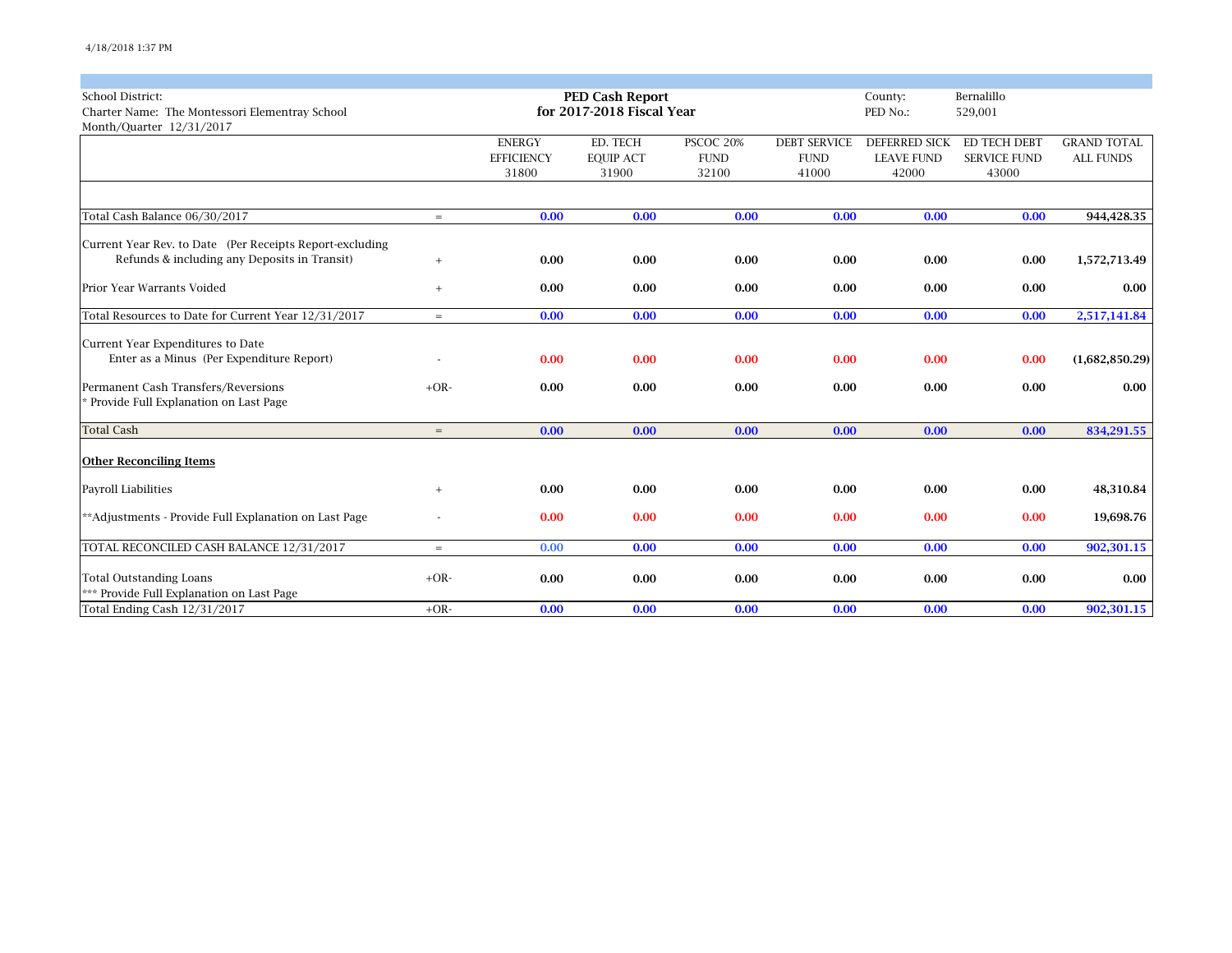School District:
Charter Name: The Montessori Elementray School
Month/Quarter 12/31/2017

**PED Cash Report**
**for 2017-2018 Fiscal Year**

County: Bernalillo
PED No.: 529,001

| | | ENERGY EFFICIENCY 31800 | ED. TECH EQUIP ACT 31900 | PSCOC 20% FUND 32100 | DEBT SERVICE FUND 41000 | DEFERRED SICK LEAVE FUND 42000 | ED TECH DEBT SERVICE FUND 43000 | GRAND TOTAL ALL FUNDS |
|---|---|---|---|---|---|---|---|---|
| Total Cash Balance 06/30/2017 | = | 0.00 | 0.00 | 0.00 | 0.00 | 0.00 | 0.00 | 944,428.35 |
| Current Year Rev. to Date (Per Receipts Report-excluding Refunds & including any Deposits in Transit) | + | 0.00 | 0.00 | 0.00 | 0.00 | 0.00 | 0.00 | 1,572,713.49 |
| Prior Year Warrants Voided | + | 0.00 | 0.00 | 0.00 | 0.00 | 0.00 | 0.00 | 0.00 |
| Total Resources to Date for Current Year 12/31/2017 | = | 0.00 | 0.00 | 0.00 | 0.00 | 0.00 | 0.00 | 2,517,141.84 |
| Current Year Expenditures to Date Enter as a Minus (Per Expenditure Report) | - | 0.00 | 0.00 | 0.00 | 0.00 | 0.00 | 0.00 | (1,682,850.29) |
| Permanent Cash Transfers/Reversions * Provide Full Explanation on Last Page | +OR- | 0.00 | 0.00 | 0.00 | 0.00 | 0.00 | 0.00 | 0.00 |
| Total Cash | = | 0.00 | 0.00 | 0.00 | 0.00 | 0.00 | 0.00 | 834,291.55 |
| **Other Reconciling Items** | | | | | | | | |
| Payroll Liabilities | + | 0.00 | 0.00 | 0.00 | 0.00 | 0.00 | 0.00 | 48,310.84 |
| **Adjustments - Provide Full Explanation on Last Page | - | 0.00 | 0.00 | 0.00 | 0.00 | 0.00 | 0.00 | 19,698.76 |
| TOTAL RECONCILED CASH BALANCE 12/31/2017 | = | 0.00 | 0.00 | 0.00 | 0.00 | 0.00 | 0.00 | 902,301.15 |
| Total Outstanding Loans *** Provide Full Explanation on Last Page | +OR- | 0.00 | 0.00 | 0.00 | 0.00 | 0.00 | 0.00 | 0.00 |
| Total Ending Cash 12/31/2017 | +OR- | 0.00 | 0.00 | 0.00 | 0.00 | 0.00 | 0.00 | 902,301.15 |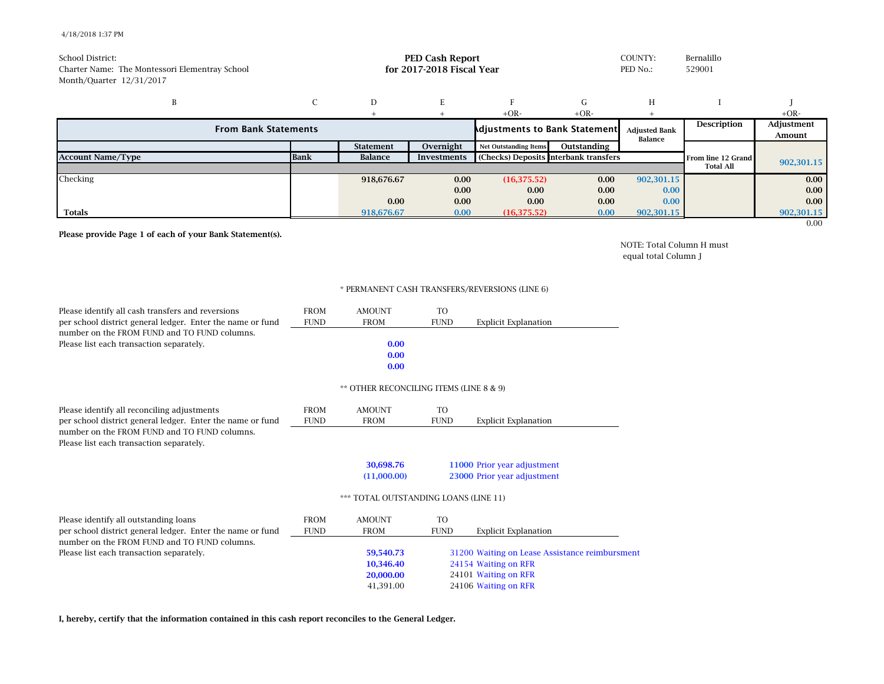4/18/2018 1:37 PM

School District:
Charter Name: The Montessori Elementray School
Month/Quarter 12/31/2017

**PED Cash Report**
**for 2017-2018 Fiscal Year**

COUNTY: Bernalillo
PED No.: 529001

| B | C | D | E | F | G | H | I | J |
|---|---|---|---|---|---|---|---|---|
| | | + | + | +OR- | +OR- | + | | +OR- |
| **From Bank Statements** | | | | **Adjustments to Bank Statement** | | **Adjusted Bank Balance** | **Description** | **Adjustment Amount** |
| | | **Statement** | **Overnight** | **Net Outstanding Items** | **Outstanding** | | | |
| **Account Name/Type** | **Bank** | **Balance** | **Investments** | **(Checks) Deposits** | **Interbank transfers** | | **From line 12 Grand Total All** | 902,301.15 |
| Checking | | 918,676.67 | 0.00 | (16,375.52) | 0.00 | 902,301.15 | | 0.00 |
| | | | 0.00 | 0.00 | 0.00 | 0.00 | | 0.00 |
| | | 0.00 | 0.00 | 0.00 | 0.00 | 0.00 | | 0.00 |
| **Totals** | | 918,676.67 | 0.00 | (16,375.52) | 0.00 | 902,301.15 | | 902,301.15 |
| | | | | | | | | 0.00 |

**Please provide Page 1 of each of your Bank Statement(s).**

NOTE: Total Column H must equal total Column J

\* PERMANENT CASH TRANSFERS/REVERSIONS (LINE 6)

Please identify all cash transfers and reversions per school district general ledger. Enter the name or fund number on the FROM FUND and TO FUND columns. Please list each transaction separately.

| FROM FUND | AMOUNT FROM | TO FUND | Explicit Explanation |
|---|---|---|---|
| | 0.00 | | |
| | 0.00 | | |
| | 0.00 | | |

\** OTHER RECONCILING ITEMS (LINE 8 & 9)

Please identify all reconciling adjustments per school district general ledger. Enter the name or fund number on the FROM FUND and TO FUND columns. Please list each transaction separately.

| FROM FUND | AMOUNT FROM | TO FUND | Explicit Explanation |
|---|---|---|---|
| | 30,698.76 | 11000 | Prior year adjustment |
| | (11,000.00) | 23000 | Prior year adjustment |

\*** TOTAL OUTSTANDING LOANS (LINE 11)

Please identify all outstanding loans per school district general ledger. Enter the name or fund number on the FROM FUND and TO FUND columns. Please list each transaction separately.

| FROM FUND | AMOUNT FROM | TO FUND | Explicit Explanation |
|---|---|---|---|
| | 59,540.73 | 31200 | Waiting on Lease Assistance reimbursment |
| | 10,346.40 | 24154 | Waiting on RFR |
| | 20,000.00 | 24101 | Waiting on RFR |
| | 41,391.00 | 24106 | Waiting on RFR |

**I, hereby, certify that the information contained in this cash report reconciles to the General Ledger.**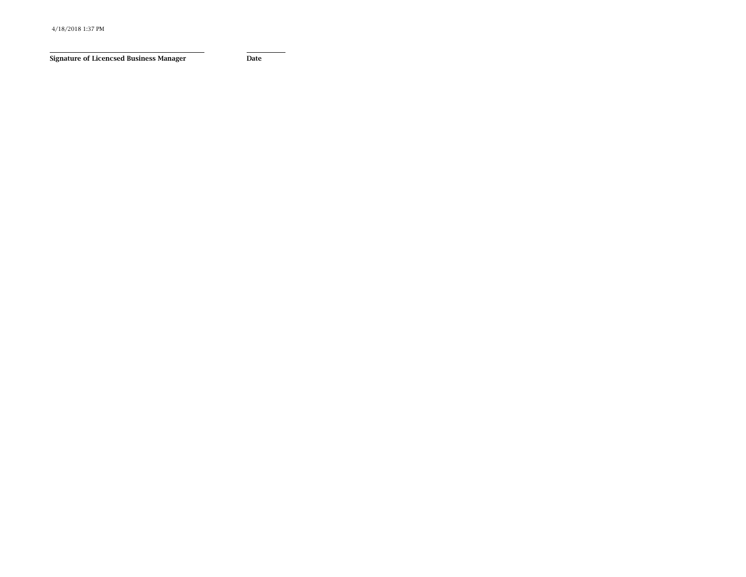4/18/2018 1:37 PM

______________________________ ____________

**Signature of Licencsed Business Manager** **Date**